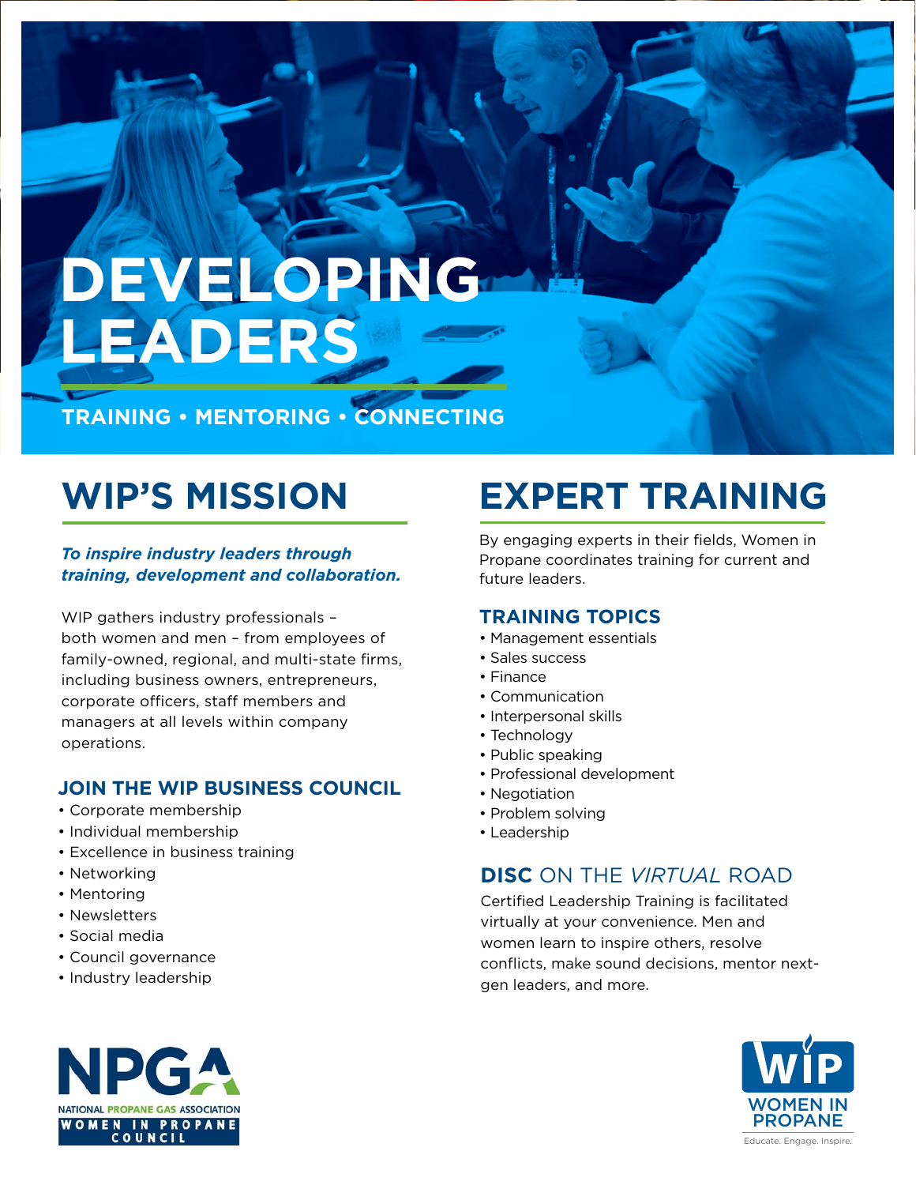# DEVELOPING LEADERS

**TRAINING • MENTORING • CONNECTING**

## WIP'S MISSION

***To inspire industry leaders through training, development and collaboration.***

WIP gathers industry professionals – both women and men – from employees of family-owned, regional, and multi-state firms, including business owners, entrepreneurs, corporate officers, staff members and managers at all levels within company operations.

### JOIN THE WIP BUSINESS COUNCIL

- Corporate membership
- Individual membership
- Excellence in business training
- Networking
- Mentoring
- Newsletters
- Social media
- Council governance
- Industry leadership

## EXPERT TRAINING

By engaging experts in their fields, Women in Propane coordinates training for current and future leaders.

### TRAINING TOPICS

- Management essentials
- Sales success
- Finance
- Communication
- Interpersonal skills
- Technology
- Public speaking
- Professional development
- Negotiation
- Problem solving
- Leadership

### **DISC** ON THE *VIRTUAL* ROAD

Certified Leadership Training is facilitated virtually at your convenience. Men and women learn to inspire others, resolve conflicts, make sound decisions, mentor next-gen leaders, and more.

NPGA
NATIONAL PROPANE GAS ASSOCIATION
WOMEN IN PROPANE COUNCIL

WIP
WOMEN IN PROPANE
Educate. Engage. Inspire.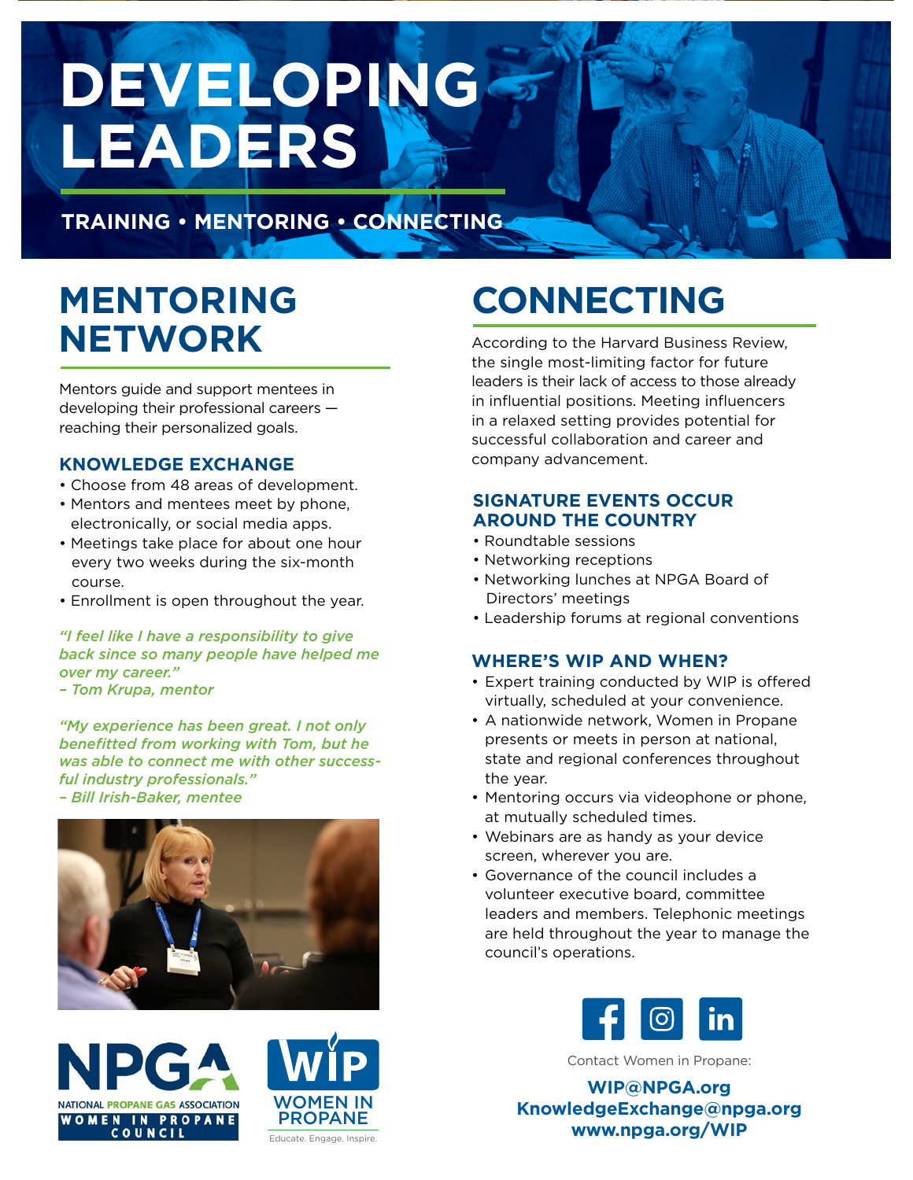# DEVELOPING LEADERS

**TRAINING • MENTORING • CONNECTING**

## MENTORING NETWORK

Mentors guide and support mentees in developing their professional careers — reaching their personalized goals.

### KNOWLEDGE EXCHANGE

- Choose from 48 areas of development.
- Mentors and mentees meet by phone, electronically, or social media apps.
- Meetings take place for about one hour every two weeks during the six-month course.
- Enrollment is open throughout the year.

*"I feel like I have a responsibility to give back since so many people have helped me over my career."*
*– Tom Krupa, mentor*

*"My experience has been great. I not only benefitted from working with Tom, but he was able to connect me with other successful industry professionals."*
*– Bill Irish-Baker, mentee*

NPGA
NATIONAL PROPANE GAS ASSOCIATION
WOMEN IN PROPANE COUNCIL

WIP
WOMEN IN PROPANE
Educate. Engage. Inspire.

## CONNECTING

According to the Harvard Business Review, the single most-limiting factor for future leaders is their lack of access to those already in influential positions. Meeting influencers in a relaxed setting provides potential for successful collaboration and career and company advancement.

### SIGNATURE EVENTS OCCUR AROUND THE COUNTRY

- Roundtable sessions
- Networking receptions
- Networking lunches at NPGA Board of Directors' meetings
- Leadership forums at regional conventions

### WHERE'S WIP AND WHEN?

- Expert training conducted by WIP is offered virtually, scheduled at your convenience.
- A nationwide network, Women in Propane presents or meets in person at national, state and regional conferences throughout the year.
- Mentoring occurs via videophone or phone, at mutually scheduled times.
- Webinars are as handy as your device screen, wherever you are.
- Governance of the council includes a volunteer executive board, committee leaders and members. Telephonic meetings are held throughout the year to manage the council's operations.

Contact Women in Propane:

**WIP@NPGA.org**
**KnowledgeExchange@npga.org**
**www.npga.org/WIP**